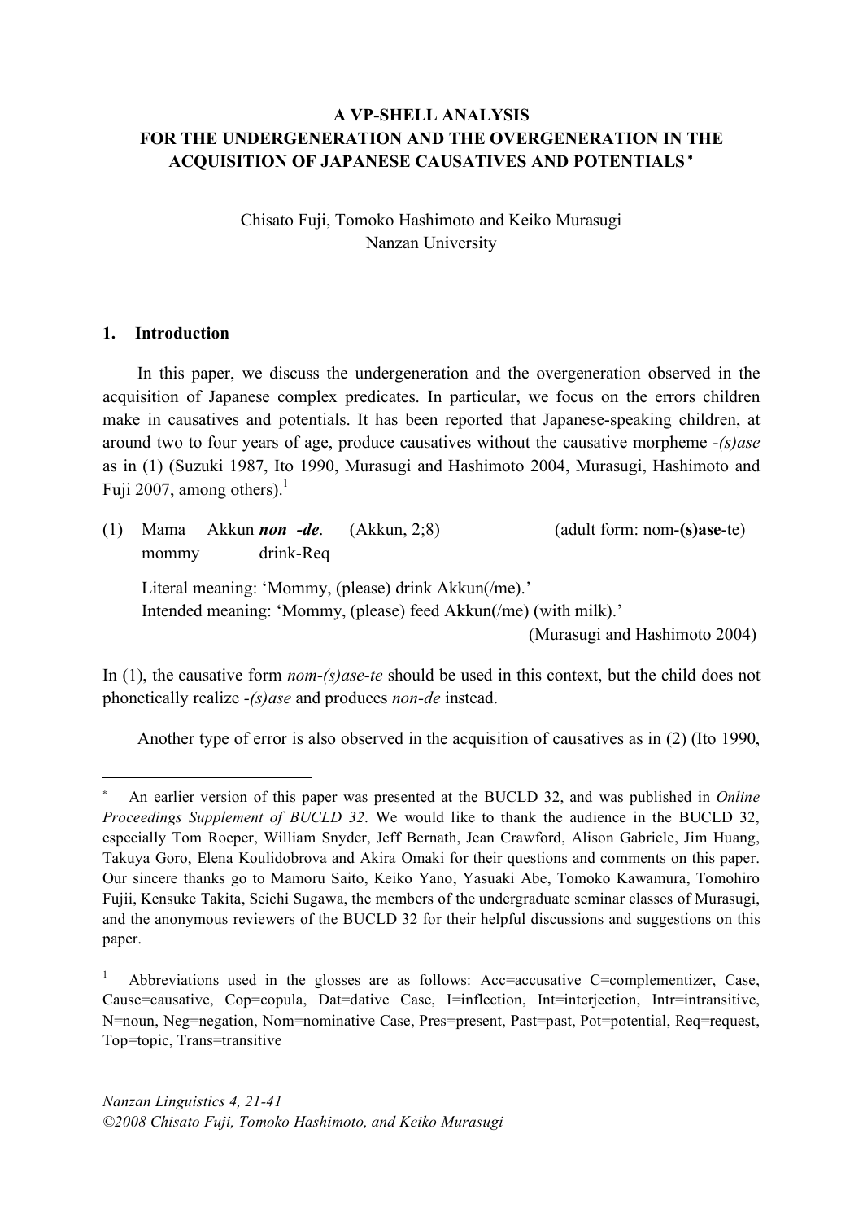# A VP-SHELL ANALYSIS FOR THE UNDERGENERATION AND THE OVERGENERATION IN THE ACQUISITION OF JAPANESE CAUSATIVES AND POTENTIALS [*]

Chisato Fuji, Tomoko Hashimoto and Keiko Murasugi
Nanzan University

## 1. Introduction

In this paper, we discuss the undergeneration and the overgeneration observed in the acquisition of Japanese complex predicates. In particular, we focus on the errors children make in causatives and potentials. It has been reported that Japanese-speaking children, at around two to four years of age, produce causatives without the causative morpheme *-(s)ase* as in (1) (Suzuki 1987, Ito 1990, Murasugi and Hashimoto 2004, Murasugi, Hashimoto and Fuji 2007, among others).[1]

(1) Mama Akkun ***non -de***. (Akkun, 2;8) (adult form: nom-**(s)ase**-te)
 mommy drink-Req

 Literal meaning: 'Mommy, (please) drink Akkun(/me).'
 Intended meaning: 'Mommy, (please) feed Akkun(/me) (with milk).'
 (Murasugi and Hashimoto 2004)

In (1), the causative form *nom-(s)ase-te* should be used in this context, but the child does not phonetically realize *-(s)ase* and produces *non-de* instead.

Another type of error is also observed in the acquisition of causatives as in (2) (Ito 1990,

---

[*] An earlier version of this paper was presented at the BUCLD 32, and was published in *Online Proceedings Supplement of BUCLD 32*. We would like to thank the audience in the BUCLD 32, especially Tom Roeper, William Snyder, Jeff Bernath, Jean Crawford, Alison Gabriele, Jim Huang, Takuya Goro, Elena Koulidobrova and Akira Omaki for their questions and comments on this paper. Our sincere thanks go to Mamoru Saito, Keiko Yano, Yasuaki Abe, Tomoko Kawamura, Tomohiro Fujii, Kensuke Takita, Seichi Sugawa, the members of the undergraduate seminar classes of Murasugi, and the anonymous reviewers of the BUCLD 32 for their helpful discussions and suggestions on this paper.

[1] Abbreviations used in the glosses are as follows: Acc=accusative C=complementizer, Case, Cause=causative, Cop=copula, Dat=dative Case, I=inflection, Int=interjection, Intr=intransitive, N=noun, Neg=negation, Nom=nominative Case, Pres=present, Past=past, Pot=potential, Req=request, Top=topic, Trans=transitive

*Nanzan Linguistics 4, 21-41*
*©2008 Chisato Fuji, Tomoko Hashimoto, and Keiko Murasugi*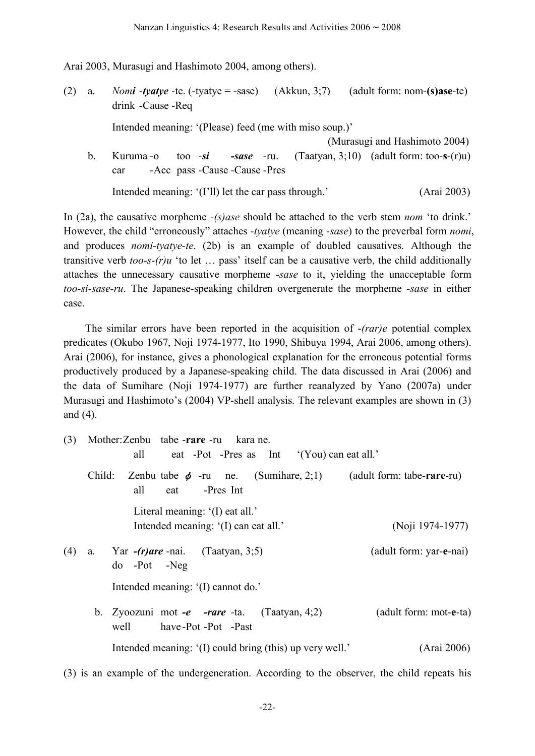Arai 2003, Murasugi and Hashimoto 2004, among others).

(2) a. *Nom**i** -**tyatye*** -te. (-tyatye = -sase) (Akkun, 3;7) (adult form: nom-**(s)ase**-te)
drink -Cause -Req

Intended meaning: '(Please) feed (me with miso soup.)'
(Murasugi and Hashimoto 2004)

b. Kuruma -o too -***si*** -***sase*** -ru. (Taatyan, 3;10) (adult form: too-**s**-(r)u)
car -Acc pass -Cause -Cause -Pres

Intended meaning: '(I'll) let the car pass through.' (Arai 2003)

In (2a), the causative morpheme *-(s)ase* should be attached to the verb stem *nom* 'to drink.' However, the child "erroneously" attaches *-tyatye* (meaning *-sase*) to the preverbal form *nomi*, and produces *nomi-tyatye-te*. (2b) is an example of doubled causatives. Although the transitive verb *too-s-(r)u* 'to let … pass' itself can be a causative verb, the child additionally attaches the unnecessary causative morpheme *-sase* to it, yielding the unacceptable form *too-si-sase-ru*. The Japanese-speaking children overgenerate the morpheme *-sase* in either case.

The similar errors have been reported in the acquisition of *-(rar)e* potential complex predicates (Okubo 1967, Noji 1974-1977, Ito 1990, Shibuya 1994, Arai 2006, among others). Arai (2006), for instance, gives a phonological explanation for the erroneous potential forms productively produced by a Japanese-speaking child. The data discussed in Arai (2006) and the data of Sumihare (Noji 1974-1977) are further reanalyzed by Yano (2007a) under Murasugi and Hashimoto's (2004) VP-shell analysis. The relevant examples are shown in (3) and (4).

(3) Mother: Zenbu tabe -**rare** -ru kara ne.
all eat -Pot -Pres as Int '(You) can eat all.'

Child: Zenbu tabe ***ϕ*** -ru ne. (Sumihare, 2;1) (adult form: tabe-**rare**-ru)
all eat -Pres Int

Literal meaning: '(I) eat all.'
Intended meaning: '(I) can eat all.' (Noji 1974-1977)

(4) a. Yar ***-(r)are*** -nai. (Taatyan, 3;5) (adult form: yar-**e**-nai)
do -Pot -Neg

Intended meaning: '(I) cannot do.'

b. Zyoozuni mot ***-e*** ***-rare*** -ta. (Taatyan, 4;2) (adult form: mot-**e**-ta)
well have -Pot -Pot -Past

Intended meaning: '(I) could bring (this) up very well.' (Arai 2006)

(3) is an example of the undergeneration. According to the observer, the child repeats his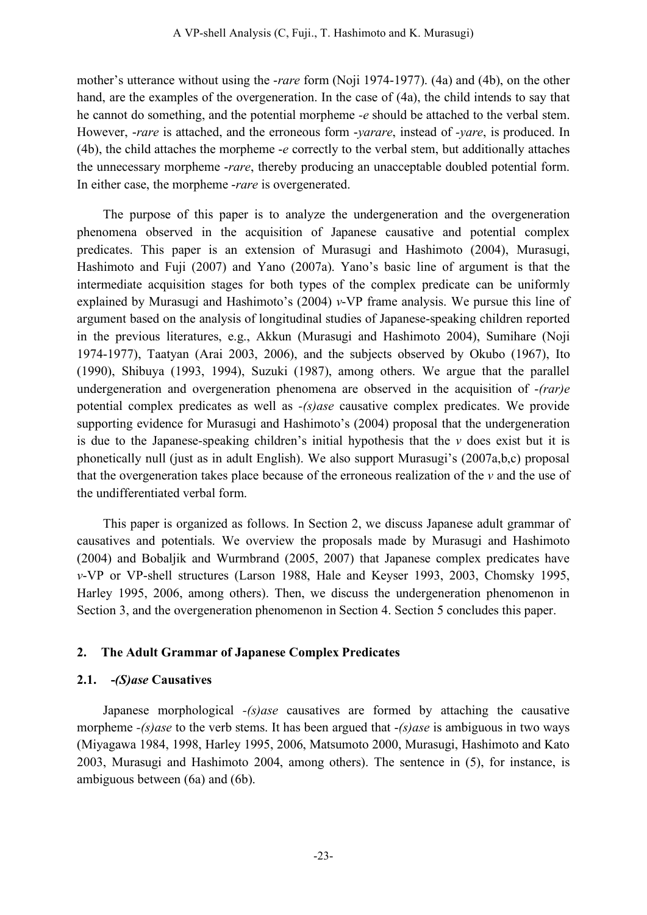mother's utterance without using the *-rare* form (Noji 1974-1977). (4a) and (4b), on the other hand, are the examples of the overgeneration. In the case of (4a), the child intends to say that he cannot do something, and the potential morpheme *-e* should be attached to the verbal stem. However, *-rare* is attached, and the erroneous form *-yarare*, instead of *-yare*, is produced. In (4b), the child attaches the morpheme *-e* correctly to the verbal stem, but additionally attaches the unnecessary morpheme *-rare*, thereby producing an unacceptable doubled potential form. In either case, the morpheme *-rare* is overgenerated.

The purpose of this paper is to analyze the undergeneration and the overgeneration phenomena observed in the acquisition of Japanese causative and potential complex predicates. This paper is an extension of Murasugi and Hashimoto (2004), Murasugi, Hashimoto and Fuji (2007) and Yano (2007a). Yano's basic line of argument is that the intermediate acquisition stages for both types of the complex predicate can be uniformly explained by Murasugi and Hashimoto's (2004) *v*-VP frame analysis. We pursue this line of argument based on the analysis of longitudinal studies of Japanese-speaking children reported in the previous literatures, e.g., Akkun (Murasugi and Hashimoto 2004), Sumihare (Noji 1974-1977), Taatyan (Arai 2003, 2006), and the subjects observed by Okubo (1967), Ito (1990), Shibuya (1993, 1994), Suzuki (1987), among others. We argue that the parallel undergeneration and overgeneration phenomena are observed in the acquisition of *-(rar)e* potential complex predicates as well as *-(s)ase* causative complex predicates. We provide supporting evidence for Murasugi and Hashimoto's (2004) proposal that the undergeneration is due to the Japanese-speaking children's initial hypothesis that the *v* does exist but it is phonetically null (just as in adult English). We also support Murasugi's (2007a,b,c) proposal that the overgeneration takes place because of the erroneous realization of the *v* and the use of the undifferentiated verbal form.

This paper is organized as follows. In Section 2, we discuss Japanese adult grammar of causatives and potentials. We overview the proposals made by Murasugi and Hashimoto (2004) and Bobaljik and Wurmbrand (2005, 2007) that Japanese complex predicates have *v*-VP or VP-shell structures (Larson 1988, Hale and Keyser 1993, 2003, Chomsky 1995, Harley 1995, 2006, among others). Then, we discuss the undergeneration phenomenon in Section 3, and the overgeneration phenomenon in Section 4. Section 5 concludes this paper.

## 2. The Adult Grammar of Japanese Complex Predicates

### 2.1. *-(S)ase* Causatives

Japanese morphological *-(s)ase* causatives are formed by attaching the causative morpheme *-(s)ase* to the verb stems. It has been argued that *-(s)ase* is ambiguous in two ways (Miyagawa 1984, 1998, Harley 1995, 2006, Matsumoto 2000, Murasugi, Hashimoto and Kato 2003, Murasugi and Hashimoto 2004, among others). The sentence in (5), for instance, is ambiguous between (6a) and (6b).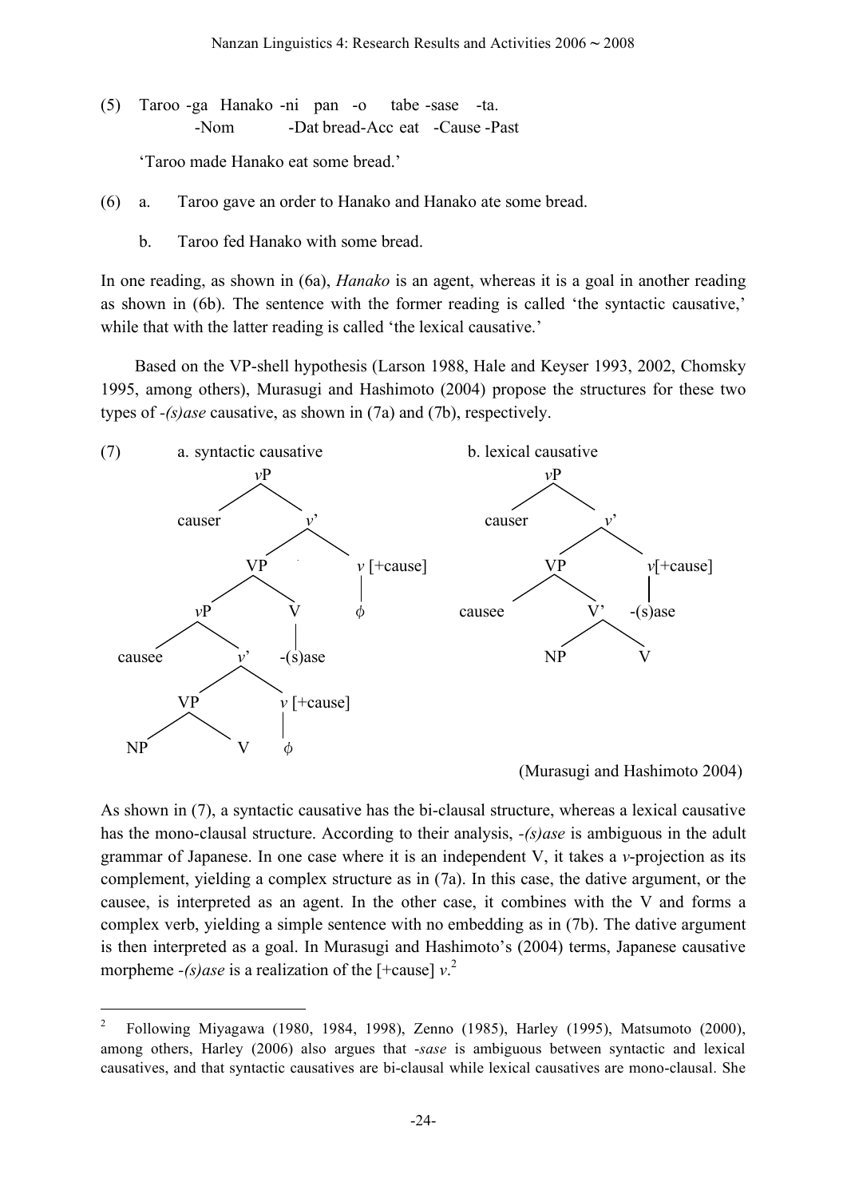(5) Taroo -ga Hanako -ni pan -o tabe -sase -ta.
        -Nom        -Dat bread-Acc eat -Cause -Past

    'Taroo made Hanako eat some bread.'

(6) a. Taroo gave an order to Hanako and Hanako ate some bread.

    b. Taroo fed Hanako with some bread.

In one reading, as shown in (6a), *Hanako* is an agent, whereas it is a goal in another reading as shown in (6b). The sentence with the former reading is called 'the syntactic causative,' while that with the latter reading is called 'the lexical causative.'

Based on the VP-shell hypothesis (Larson 1988, Hale and Keyser 1993, 2002, Chomsky 1995, among others), Murasugi and Hashimoto (2004) propose the structures for these two types of *-(s)ase* causative, as shown in (7a) and (7b), respectively.

(7) a. syntactic causative

```
[vP causer [v' [VP [vP causee [v' [VP NP V] v[+cause](ϕ)]] V(-(s)ase)] v[+cause](ϕ)]]
```

b. lexical causative

```
[vP causer [v' [VP causee [V' NP V]] v[+cause](-(s)ase)]]
```

(Murasugi and Hashimoto 2004)

As shown in (7), a syntactic causative has the bi-clausal structure, whereas a lexical causative has the mono-clausal structure. According to their analysis, *-(s)ase* is ambiguous in the adult grammar of Japanese. In one case where it is an independent V, it takes a *v*-projection as its complement, yielding a complex structure as in (7a). In this case, the dative argument, or the causee, is interpreted as an agent. In the other case, it combines with the V and forms a complex verb, yielding a simple sentence with no embedding as in (7b). The dative argument is then interpreted as a goal. In Murasugi and Hashimoto's (2004) terms, Japanese causative morpheme *-(s)ase* is a realization of the [+cause] *v*.[2]

[2] Following Miyagawa (1980, 1984, 1998), Zenno (1985), Harley (1995), Matsumoto (2000), among others, Harley (2006) also argues that *-sase* is ambiguous between syntactic and lexical causatives, and that syntactic causatives are bi-clausal while lexical causatives are mono-clausal. She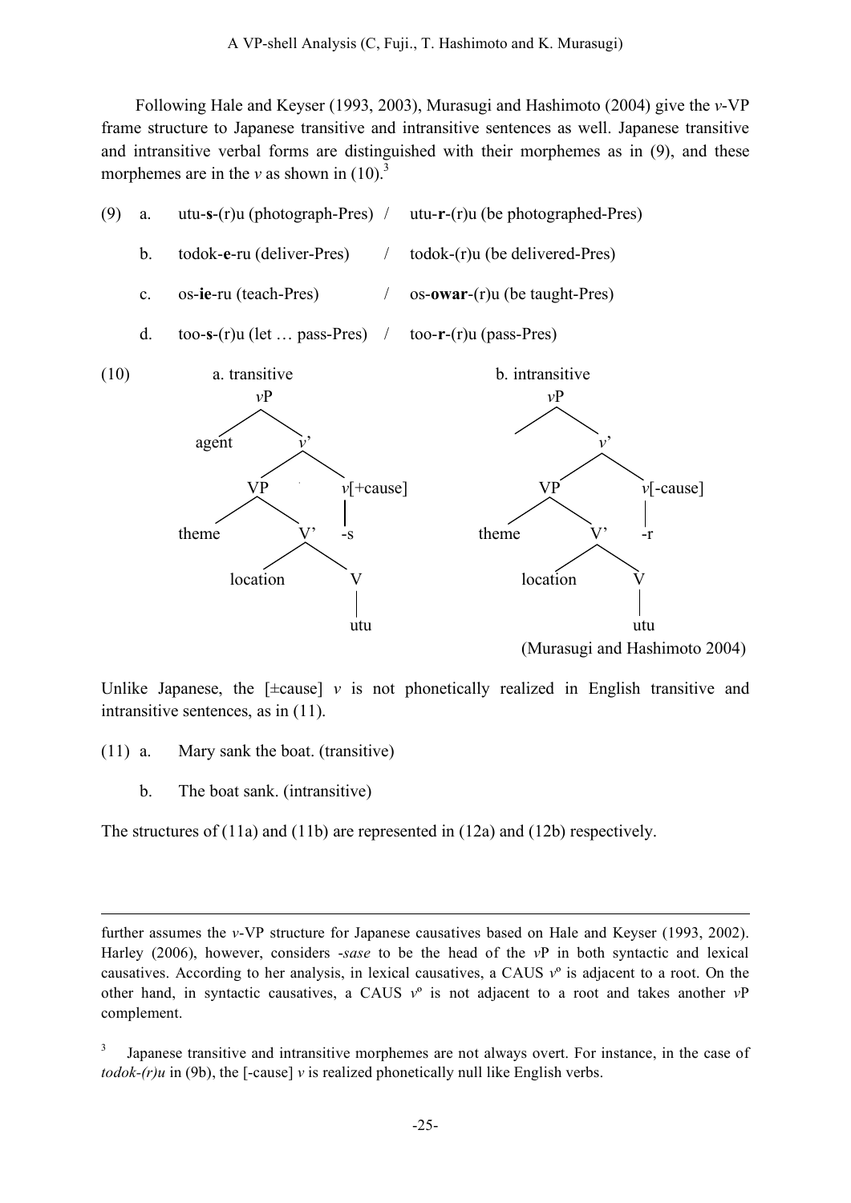Following Hale and Keyser (1993, 2003), Murasugi and Hashimoto (2004) give the *v*-VP frame structure to Japanese transitive and intransitive sentences as well. Japanese transitive and intransitive verbal forms are distinguished with their morphemes as in (9), and these morphemes are in the *v* as shown in (10).[3]

(9) a. utu-**s**-(r)u (photograph-Pres) / utu-**r**-(r)u (be photographed-Pres)

b. todok-**e**-ru (deliver-Pres) / todok-(r)u (be delivered-Pres)

c. os-**ie**-ru (teach-Pres) / os-**owar**-(r)u (be taught-Pres)

d. too-**s**-(r)u (let … pass-Pres) / too-**r**-(r)u (pass-Pres)

(10)

```
        a. transitive                          b. intransitive
              vP                                     vP
            /    \                                 /    \
       agent      v'                                     v'
                /    \                                 /    \
              VP      v[+cause]                      VP      v[-cause]
            /    \      |                          /    \      |
       theme      V'   -s                     theme      V'   -r
                /    \                                 /    \
         location     V                         location     V
                      |                                      |
                     utu                                    utu
```

(Murasugi and Hashimoto 2004)

Unlike Japanese, the [±cause] *v* is not phonetically realized in English transitive and intransitive sentences, as in (11).

(11) a. Mary sank the boat. (transitive)

b. The boat sank. (intransitive)

The structures of (11a) and (11b) are represented in (12a) and (12b) respectively.

---

further assumes the *v*-VP structure for Japanese causatives based on Hale and Keyser (1993, 2002). Harley (2006), however, considers *-sase* to be the head of the *v*P in both syntactic and lexical causatives. According to her analysis, in lexical causatives, a CAUS $v^o$ is adjacent to a root. On the other hand, in syntactic causatives, a CAUS $v^o$ is not adjacent to a root and takes another *v*P complement.

[3] Japanese transitive and intransitive morphemes are not always overt. For instance, in the case of *todok-(r)u* in (9b), the [-cause] *v* is realized phonetically null like English verbs.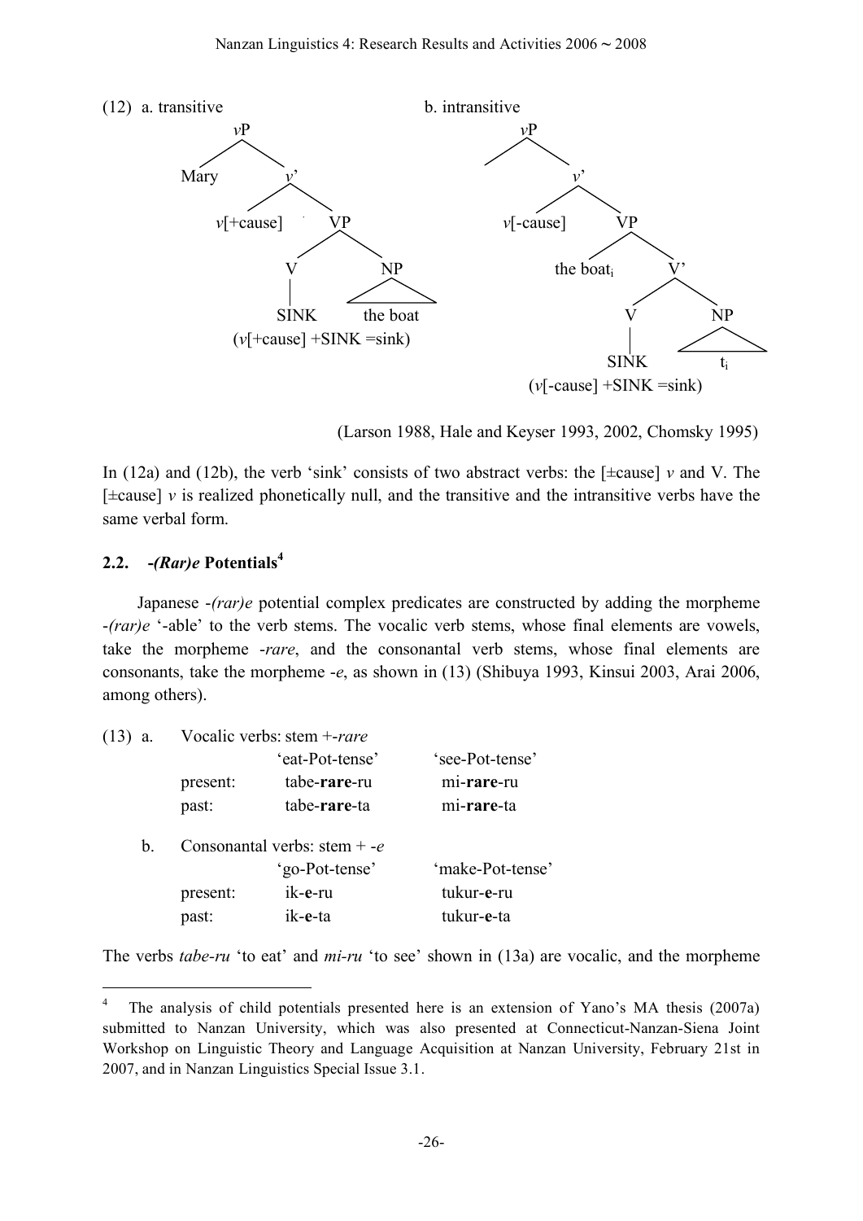(12) a. transitive

```
        vP
       /  \
    Mary   v'
          /  \
   v[+cause]  VP
             /  \
            V    NP
            |    /\
          SINK  the boat
   (v[+cause] +SINK =sink)
```

b. intransitive

```
        vP
       /  \
           v'
          /  \
   v[-cause]  VP
             /  \
      the boat_i  V'
                 /  \
                V    NP
                |    /\
              SINK   t_i
        (v[-cause] +SINK =sink)
```

(Larson 1988, Hale and Keyser 1993, 2002, Chomsky 1995)

In (12a) and (12b), the verb 'sink' consists of two abstract verbs: the [±cause] *v* and V. The [±cause] *v* is realized phonetically null, and the transitive and the intransitive verbs have the same verbal form.

## 2.2. -*(Rar)e* Potentials[4]

Japanese -*(rar)e* potential complex predicates are constructed by adding the morpheme -*(rar)e* '-able' to the verb stems. The vocalic verb stems, whose final elements are vowels, take the morpheme -*rare*, and the consonantal verb stems, whose final elements are consonants, take the morpheme -*e*, as shown in (13) (Shibuya 1993, Kinsui 2003, Arai 2006, among others).

(13) a. Vocalic verbs: stem +-*rare*

| | 'eat-Pot-tense' | 'see-Pot-tense' |
|---|---|---|
| present: | tabe-**rare**-ru | mi-**rare**-ru |
| past: | tabe-**rare**-ta | mi-**rare**-ta |

b. Consonantal verbs: stem + -*e*

| | 'go-Pot-tense' | 'make-Pot-tense' |
|---|---|---|
| present: | ik-**e**-ru | tukur-**e**-ru |
| past: | ik-**e**-ta | tukur-**e**-ta |

The verbs *tabe-ru* 'to eat' and *mi-ru* 'to see' shown in (13a) are vocalic, and the morpheme

[4] The analysis of child potentials presented here is an extension of Yano's MA thesis (2007a) submitted to Nanzan University, which was also presented at Connecticut-Nanzan-Siena Joint Workshop on Linguistic Theory and Language Acquisition at Nanzan University, February 21st in 2007, and in Nanzan Linguistics Special Issue 3.1.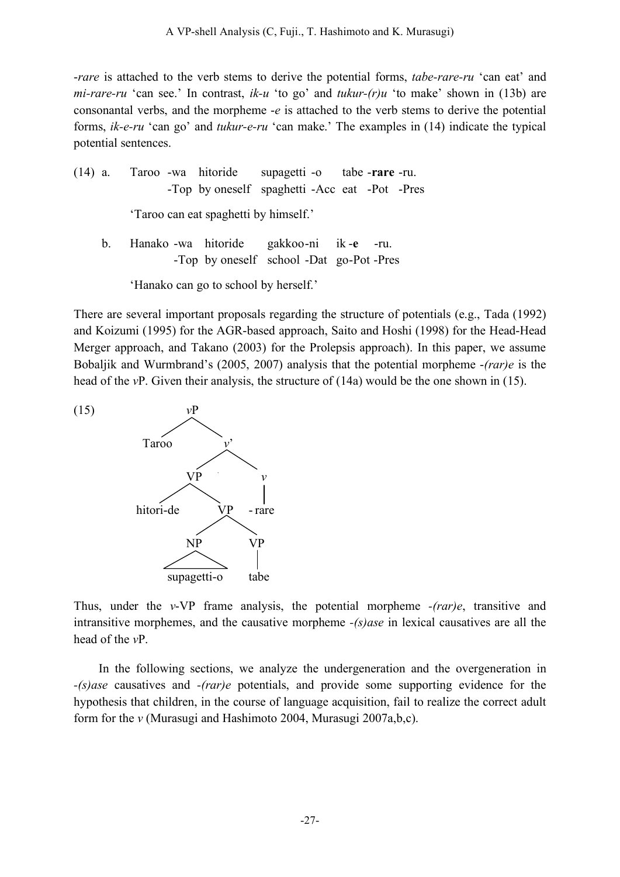*-rare* is attached to the verb stems to derive the potential forms, *tabe-rare-ru* 'can eat' and *mi-rare-ru* 'can see.' In contrast, *ik-u* 'to go' and *tukur-(r)u* 'to make' shown in (13b) are consonantal verbs, and the morpheme *-e* is attached to the verb stems to derive the potential forms, *ik-e-ru* 'can go' and *tukur-e-ru* 'can make.' The examples in (14) indicate the typical potential sentences.

(14) a. Taroo -wa hitoride supagetti -o tabe -**rare** -ru.
 -Top by oneself spaghetti -Acc eat -Pot -Pres

 'Taroo can eat spaghetti by himself.'

b. Hanako -wa hitoride gakkoo-ni ik -**e** -ru.
 -Top by oneself school -Dat go-Pot -Pres

 'Hanako can go to school by herself.'

There are several important proposals regarding the structure of potentials (e.g., Tada (1992) and Koizumi (1995) for the AGR-based approach, Saito and Hoshi (1998) for the Head-Head Merger approach, and Takano (2003) for the Prolepsis approach). In this paper, we assume Bobaljik and Wurmbrand's (2005, 2007) analysis that the potential morpheme *-(rar)e* is the head of the *v*P. Given their analysis, the structure of (14a) would be the one shown in (15).

(15)

```
                vP
              /    \
          Taroo     v'
                   /   \
                 VP     v
               /    \    |
        hitori-de    VP  -rare
                   /    \
                 NP      VP
                 |        |
           supagetti-o   tabe
```

Thus, under the *v*-VP frame analysis, the potential morpheme *-(rar)e*, transitive and intransitive morphemes, and the causative morpheme *-(s)ase* in lexical causatives are all the head of the *v*P.

In the following sections, we analyze the undergeneration and the overgeneration in *-(s)ase* causatives and *-(rar)e* potentials, and provide some supporting evidence for the hypothesis that children, in the course of language acquisition, fail to realize the correct adult form for the *v* (Murasugi and Hashimoto 2004, Murasugi 2007a,b,c).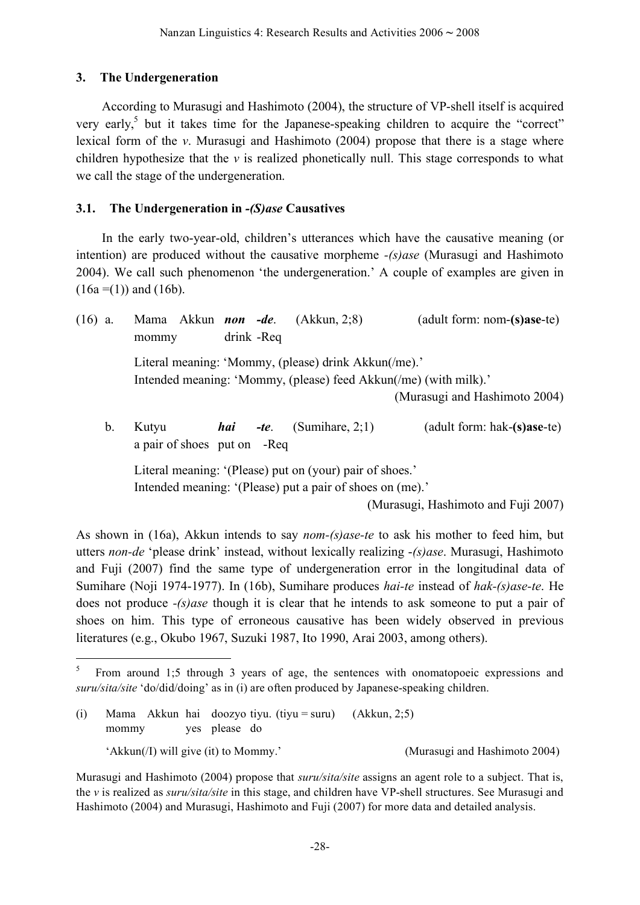## 3. The Undergeneration

According to Murasugi and Hashimoto (2004), the structure of VP-shell itself is acquired very early,[5] but it takes time for the Japanese-speaking children to acquire the "correct" lexical form of the *v*. Murasugi and Hashimoto (2004) propose that there is a stage where children hypothesize that the *v* is realized phonetically null. This stage corresponds to what we call the stage of the undergeneration.

### 3.1. The Undergeneration in *-(S)ase* Causatives

In the early two-year-old, children's utterances which have the causative meaning (or intention) are produced without the causative morpheme *-(s)ase* (Murasugi and Hashimoto 2004). We call such phenomenon 'the undergeneration.' A couple of examples are given in (16a =(1)) and (16b).

(16) a. Mama Akkun ***non -de***. (Akkun, 2;8) (adult form: nom-**(s)ase**-te)
mommy drink -Req

Literal meaning: 'Mommy, (please) drink Akkun(/me).'
Intended meaning: 'Mommy, (please) feed Akkun(/me) (with milk).'
(Murasugi and Hashimoto 2004)

b. Kutyu ***hai -te***. (Sumihare, 2;1) (adult form: hak-**(s)ase**-te)
a pair of shoes put on -Req

Literal meaning: '(Please) put on (your) pair of shoes.'
Intended meaning: '(Please) put a pair of shoes on (me).'
(Murasugi, Hashimoto and Fuji 2007)

As shown in (16a), Akkun intends to say *nom-(s)ase-te* to ask his mother to feed him, but utters *non-de* 'please drink' instead, without lexically realizing *-(s)ase*. Murasugi, Hashimoto and Fuji (2007) find the same type of undergeneration error in the longitudinal data of Sumihare (Noji 1974-1977). In (16b), Sumihare produces *hai-te* instead of *hak-(s)ase-te*. He does not produce *-(s)ase* though it is clear that he intends to ask someone to put a pair of shoes on him. This type of erroneous causative has been widely observed in previous literatures (e.g., Okubo 1967, Suzuki 1987, Ito 1990, Arai 2003, among others).

---

[5] From around 1;5 through 3 years of age, the sentences with onomatopoeic expressions and *suru/sita/site* 'do/did/doing' as in (i) are often produced by Japanese-speaking children.

(i) Mama Akkun hai doozyo tiyu. (tiyu = suru) (Akkun, 2;5)
mommy yes please do

'Akkun(/I) will give (it) to Mommy.' (Murasugi and Hashimoto 2004)

Murasugi and Hashimoto (2004) propose that *suru/sita/site* assigns an agent role to a subject. That is, the *v* is realized as *suru/sita/site* in this stage, and children have VP-shell structures. See Murasugi and Hashimoto (2004) and Murasugi, Hashimoto and Fuji (2007) for more data and detailed analysis.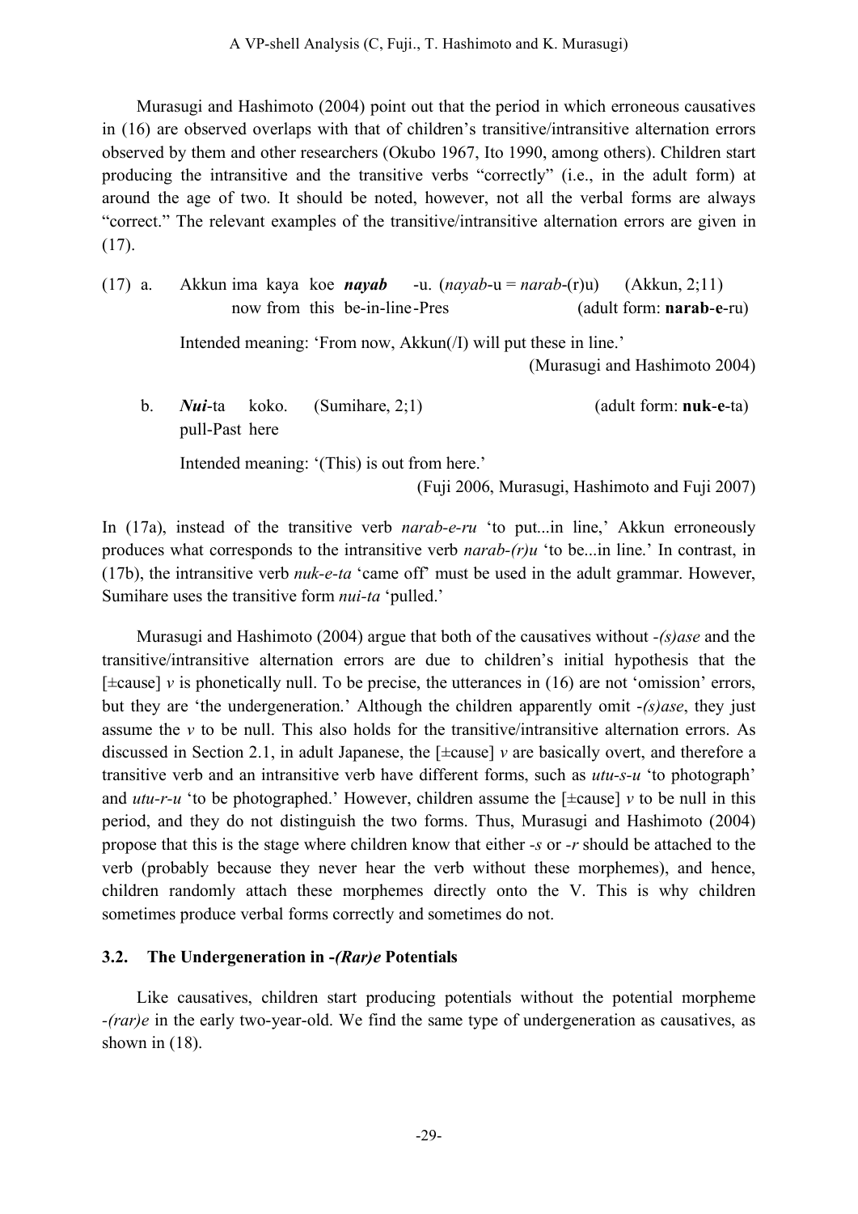Murasugi and Hashimoto (2004) point out that the period in which erroneous causatives in (16) are observed overlaps with that of children's transitive/intransitive alternation errors observed by them and other researchers (Okubo 1967, Ito 1990, among others). Children start producing the intransitive and the transitive verbs "correctly" (i.e., in the adult form) at around the age of two. It should be noted, however, not all the verbal forms are always "correct." The relevant examples of the transitive/intransitive alternation errors are given in (17).

(17) a. Akkun ima kaya koe ***nayab*** -u. (*nayab*-u = *narab*-(r)u) (Akkun, 2;11)
now from this be-in-line-Pres (adult form: **narab**-**e**-ru)

Intended meaning: 'From now, Akkun(/I) will put these in line.'
(Murasugi and Hashimoto 2004)

b. ***Nui***-ta koko. (Sumihare, 2;1) (adult form: **nuk**-**e**-ta)
pull-Past here

Intended meaning: '(This) is out from here.'
(Fuji 2006, Murasugi, Hashimoto and Fuji 2007)

In (17a), instead of the transitive verb *narab-e-ru* 'to put...in line,' Akkun erroneously produces what corresponds to the intransitive verb *narab-(r)u* 'to be...in line.' In contrast, in (17b), the intransitive verb *nuk-e-ta* 'came off' must be used in the adult grammar. However, Sumihare uses the transitive form *nui-ta* 'pulled.'

Murasugi and Hashimoto (2004) argue that both of the causatives without *-(s)ase* and the transitive/intransitive alternation errors are due to children's initial hypothesis that the [±cause] *v* is phonetically null. To be precise, the utterances in (16) are not 'omission' errors, but they are 'the undergeneration.' Although the children apparently omit *-(s)ase*, they just assume the *v* to be null. This also holds for the transitive/intransitive alternation errors. As discussed in Section 2.1, in adult Japanese, the [±cause] *v* are basically overt, and therefore a transitive verb and an intransitive verb have different forms, such as *utu-s-u* 'to photograph' and *utu-r-u* 'to be photographed.' However, children assume the [±cause] *v* to be null in this period, and they do not distinguish the two forms. Thus, Murasugi and Hashimoto (2004) propose that this is the stage where children know that either *-s* or *-r* should be attached to the verb (probably because they never hear the verb without these morphemes), and hence, children randomly attach these morphemes directly onto the V. This is why children sometimes produce verbal forms correctly and sometimes do not.

### 3.2. The Undergeneration in *-(Rar)e* Potentials

Like causatives, children start producing potentials without the potential morpheme *-(rar)e* in the early two-year-old. We find the same type of undergeneration as causatives, as shown in (18).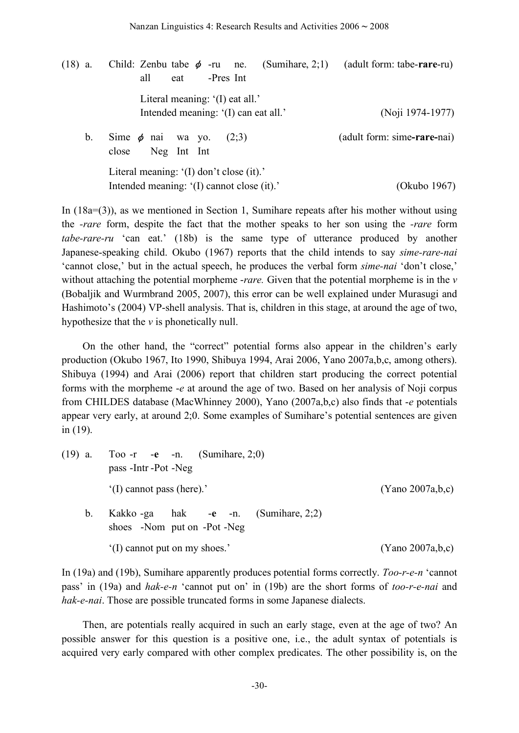(18) a. Child: Zenbu tabe $\phi$ -ru ne. (Sumihare, 2;1) (adult form: tabe-**rare**-ru)
all eat -Pres Int

Literal meaning: '(I) eat all.'
Intended meaning: '(I) can eat all.' (Noji 1974-1977)

b. Sime $\phi$ nai wa yo. (2;3) (adult form: sime-**rare**-nai)
close Neg Int Int

Literal meaning: '(I) don't close (it).'
Intended meaning: '(I) cannot close (it).' (Okubo 1967)

In (18a=(3)), as we mentioned in Section 1, Sumihare repeats after his mother without using the *-rare* form, despite the fact that the mother speaks to her son using the *-rare* form *tabe-rare-ru* 'can eat.' (18b) is the same type of utterance produced by another Japanese-speaking child. Okubo (1967) reports that the child intends to say *sime-rare-nai* 'cannot close,' but in the actual speech, he produces the verbal form *sime-nai* 'don't close,' without attaching the potential morpheme *-rare.* Given that the potential morpheme is in the *v* (Bobaljik and Wurmbrand 2005, 2007), this error can be well explained under Murasugi and Hashimoto's (2004) VP-shell analysis. That is, children in this stage, at around the age of two, hypothesize that the *v* is phonetically null.

On the other hand, the "correct" potential forms also appear in the children's early production (Okubo 1967, Ito 1990, Shibuya 1994, Arai 2006, Yano 2007a,b,c, among others). Shibuya (1994) and Arai (2006) report that children start producing the correct potential forms with the morpheme *-e* at around the age of two. Based on her analysis of Noji corpus from CHILDES database (MacWhinney 2000), Yano (2007a,b,c) also finds that *-e* potentials appear very early, at around 2;0. Some examples of Sumihare's potential sentences are given in (19).

(19) a. Too -r -**e** -n. (Sumihare, 2;0)
pass -Intr -Pot -Neg

'(I) cannot pass (here).' (Yano 2007a,b,c)

b. Kakko -ga hak -**e** -n. (Sumihare, 2;2)
shoes -Nom put on -Pot -Neg

'(I) cannot put on my shoes.' (Yano 2007a,b,c)

In (19a) and (19b), Sumihare apparently produces potential forms correctly. *Too-r-e-n* 'cannot pass' in (19a) and *hak-e-n* 'cannot put on' in (19b) are the short forms of *too-r-e-nai* and *hak-e-nai*. Those are possible truncated forms in some Japanese dialects.

Then, are potentials really acquired in such an early stage, even at the age of two? An possible answer for this question is a positive one, i.e., the adult syntax of potentials is acquired very early compared with other complex predicates. The other possibility is, on the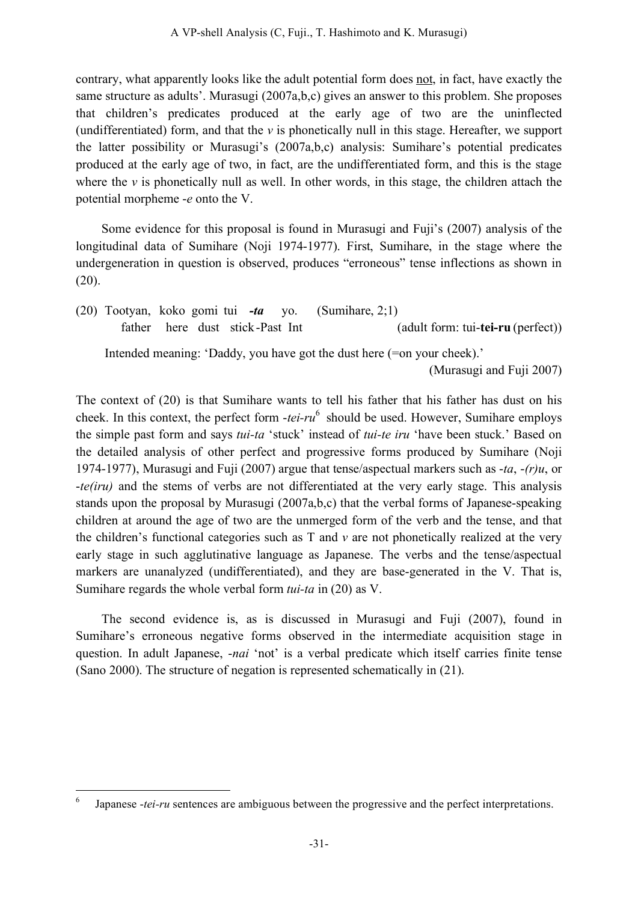contrary, what apparently looks like the adult potential form does not, in fact, have exactly the same structure as adults'. Murasugi (2007a,b,c) gives an answer to this problem. She proposes that children's predicates produced at the early age of two are the uninflected (undifferentiated) form, and that the *v* is phonetically null in this stage. Hereafter, we support the latter possibility or Murasugi's (2007a,b,c) analysis: Sumihare's potential predicates produced at the early age of two, in fact, are the undifferentiated form, and this is the stage where the *v* is phonetically null as well. In other words, in this stage, the children attach the potential morpheme -*e* onto the V.

Some evidence for this proposal is found in Murasugi and Fuji's (2007) analysis of the longitudinal data of Sumihare (Noji 1974-1977). First, Sumihare, in the stage where the undergeneration in question is observed, produces "erroneous" tense inflections as shown in (20).

(20) Tootyan, koko gomi tui ***-ta*** yo. (Sumihare, 2;1)
father here dust stick-Past Int (adult form: tui-**tei-ru** (perfect))

Intended meaning: 'Daddy, you have got the dust here (=on your cheek).'
(Murasugi and Fuji 2007)

The context of (20) is that Sumihare wants to tell his father that his father has dust on his cheek. In this context, the perfect form -*tei-ru*[6] should be used. However, Sumihare employs the simple past form and says *tui-ta* 'stuck' instead of *tui-te iru* 'have been stuck.' Based on the detailed analysis of other perfect and progressive forms produced by Sumihare (Noji 1974-1977), Murasugi and Fuji (2007) argue that tense/aspectual markers such as -*ta*, -*(r)u*, or -*te(iru)* and the stems of verbs are not differentiated at the very early stage. This analysis stands upon the proposal by Murasugi (2007a,b,c) that the verbal forms of Japanese-speaking children at around the age of two are the unmerged form of the verb and the tense, and that the children's functional categories such as T and *v* are not phonetically realized at the very early stage in such agglutinative language as Japanese. The verbs and the tense/aspectual markers are unanalyzed (undifferentiated), and they are base-generated in the V. That is, Sumihare regards the whole verbal form *tui-ta* in (20) as V.

The second evidence is, as is discussed in Murasugi and Fuji (2007), found in Sumihare's erroneous negative forms observed in the intermediate acquisition stage in question. In adult Japanese, -*nai* 'not' is a verbal predicate which itself carries finite tense (Sano 2000). The structure of negation is represented schematically in (21).

[6] Japanese -*tei-ru* sentences are ambiguous between the progressive and the perfect interpretations.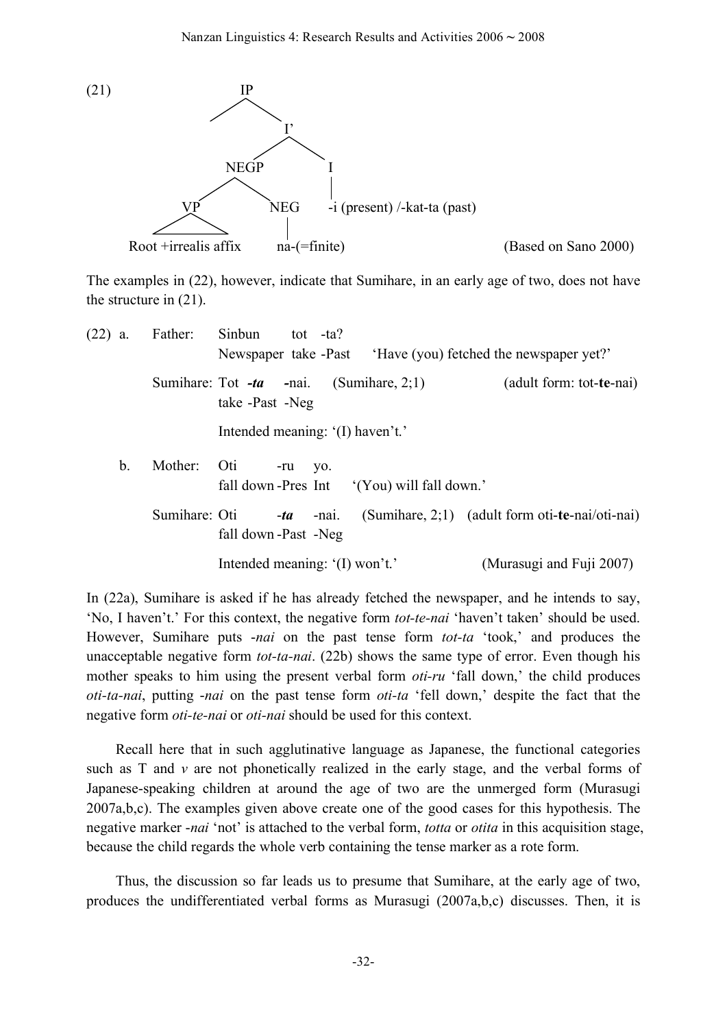(21)

```
                    IP
                   /  \
                      I'
                    /    \
                NEGP      I
               /    \     |
             VP     NEG   -i (present) /-kat-ta (past)
             /\      |
  Root +irrealis affix   na-(=finite)          (Based on Sano 2000)
```

The examples in (22), however, indicate that Sumihare, in an early age of two, does not have the structure in (21).

(22) a. Father: Sinbun tot -ta?
Newspaper take -Past 'Have (you) fetched the newspaper yet?'

Sumihare: Tot ***-ta*** **-**nai. (Sumihare, 2;1) (adult form: tot-**te**-nai)
take -Past -Neg

Intended meaning: '(I) haven't.'

b. Mother: Oti -ru yo.
fall down -Pres Int '(You) will fall down.'

Sumihare: Oti ***-ta*** -nai. (Sumihare, 2;1) (adult form oti-**te**-nai/oti-nai)
fall down -Past -Neg

Intended meaning: '(I) won't.' (Murasugi and Fuji 2007)

In (22a), Sumihare is asked if he has already fetched the newspaper, and he intends to say, 'No, I haven't.' For this context, the negative form *tot-te-nai* 'haven't taken' should be used. However, Sumihare puts *-nai* on the past tense form *tot-ta* 'took,' and produces the unacceptable negative form *tot-ta-nai*. (22b) shows the same type of error. Even though his mother speaks to him using the present verbal form *oti-ru* 'fall down,' the child produces *oti-ta-nai*, putting *-nai* on the past tense form *oti-ta* 'fell down,' despite the fact that the negative form *oti-te-nai* or *oti-nai* should be used for this context.

Recall here that in such agglutinative language as Japanese, the functional categories such as T and *v* are not phonetically realized in the early stage, and the verbal forms of Japanese-speaking children at around the age of two are the unmerged form (Murasugi 2007a,b,c). The examples given above create one of the good cases for this hypothesis. The negative marker *-nai* 'not' is attached to the verbal form, *totta* or *otita* in this acquisition stage, because the child regards the whole verb containing the tense marker as a rote form.

Thus, the discussion so far leads us to presume that Sumihare, at the early age of two, produces the undifferentiated verbal forms as Murasugi (2007a,b,c) discusses. Then, it is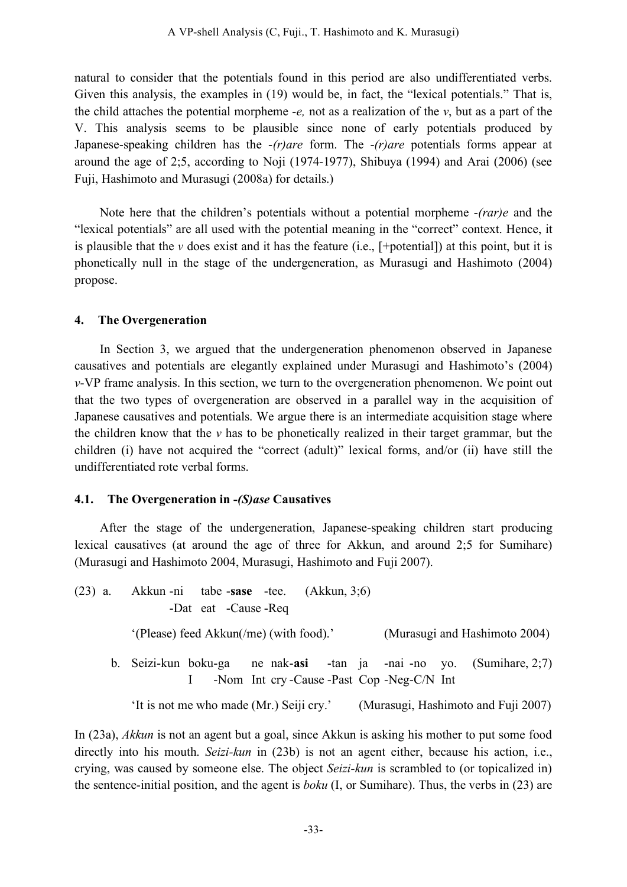natural to consider that the potentials found in this period are also undifferentiated verbs. Given this analysis, the examples in (19) would be, in fact, the "lexical potentials." That is, the child attaches the potential morpheme *-e,* not as a realization of the *v*, but as a part of the V. This analysis seems to be plausible since none of early potentials produced by Japanese-speaking children has the *-(r)are* form. The *-(r)are* potentials forms appear at around the age of 2;5, according to Noji (1974-1977), Shibuya (1994) and Arai (2006) (see Fuji, Hashimoto and Murasugi (2008a) for details.)

Note here that the children's potentials without a potential morpheme *-(rar)e* and the "lexical potentials" are all used with the potential meaning in the "correct" context. Hence, it is plausible that the *v* does exist and it has the feature (i.e., [+potential]) at this point, but it is phonetically null in the stage of the undergeneration, as Murasugi and Hashimoto (2004) propose.

## 4. The Overgeneration

In Section 3, we argued that the undergeneration phenomenon observed in Japanese causatives and potentials are elegantly explained under Murasugi and Hashimoto's (2004) *v*-VP frame analysis. In this section, we turn to the overgeneration phenomenon. We point out that the two types of overgeneration are observed in a parallel way in the acquisition of Japanese causatives and potentials. We argue there is an intermediate acquisition stage where the children know that the *v* has to be phonetically realized in their target grammar, but the children (i) have not acquired the "correct (adult)" lexical forms, and/or (ii) have still the undifferentiated rote verbal forms.

### 4.1. The Overgeneration in *-(S)ase* Causatives

After the stage of the undergeneration, Japanese-speaking children start producing lexical causatives (at around the age of three for Akkun, and around 2;5 for Sumihare) (Murasugi and Hashimoto 2004, Murasugi, Hashimoto and Fuji 2007).

(23) a. Akkun -ni tabe -**sase** -tee. (Akkun, 3;6)
-Dat eat -Cause -Req

'(Please) feed Akkun(/me) (with food).' (Murasugi and Hashimoto 2004)

b. Seizi-kun boku-ga ne nak-**asi** -tan ja -nai -no yo. (Sumihare, 2;7)
I -Nom Int cry -Cause -Past Cop -Neg-C/N Int

'It is not me who made (Mr.) Seiji cry.' (Murasugi, Hashimoto and Fuji 2007)

In (23a), *Akkun* is not an agent but a goal, since Akkun is asking his mother to put some food directly into his mouth. *Seizi-kun* in (23b) is not an agent either, because his action, i.e., crying, was caused by someone else. The object *Seizi-kun* is scrambled to (or topicalized in) the sentence-initial position, and the agent is *boku* (I, or Sumihare). Thus, the verbs in (23) are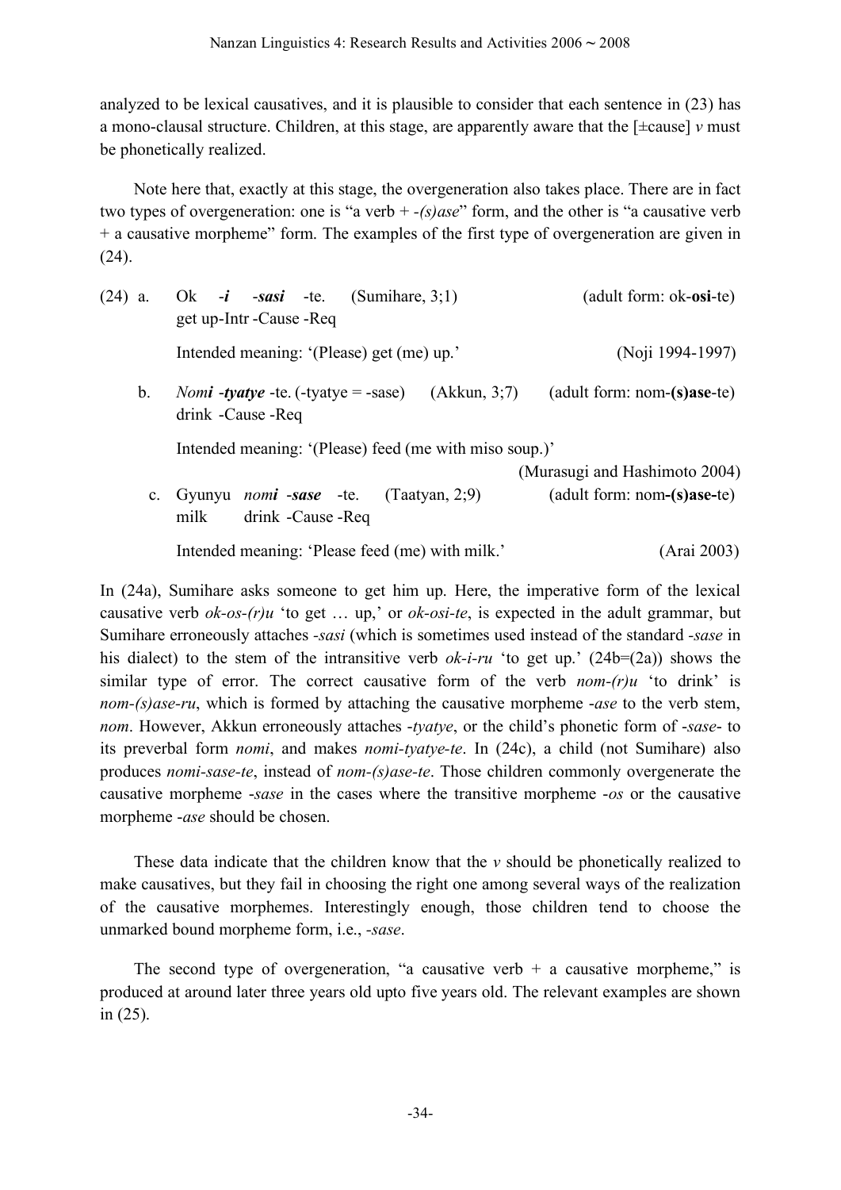analyzed to be lexical causatives, and it is plausible to consider that each sentence in (23) has a mono-clausal structure. Children, at this stage, are apparently aware that the [±cause] *v* must be phonetically realized.

Note here that, exactly at this stage, the overgeneration also takes place. There are in fact two types of overgeneration: one is "a verb + *-(s)ase*" form, and the other is "a causative verb + a causative morpheme" form. The examples of the first type of overgeneration are given in (24).

(24) a. Ok ***-i*** ***-sasi*** -te. (Sumihare, 3;1) (adult form: ok-**osi**-te)
get up-Intr -Cause -Req

Intended meaning: '(Please) get (me) up.' (Noji 1994-1997)

b. *Nom**i*** ***-tyatye*** -te. (-tyatye = -sase) (Akkun, 3;7) (adult form: nom-**(s)ase**-te)
drink -Cause -Req

Intended meaning: '(Please) feed (me with miso soup.)'
(Murasugi and Hashimoto 2004)

c. Gyunyu *nom**i*** ***-sase*** -te. (Taatyan, 2;9) (adult form: nom**-(s)ase-**te)
milk drink -Cause -Req

Intended meaning: 'Please feed (me) with milk.' (Arai 2003)

In (24a), Sumihare asks someone to get him up. Here, the imperative form of the lexical causative verb *ok-os-(r)u* 'to get … up,' or *ok-osi-te*, is expected in the adult grammar, but Sumihare erroneously attaches *-sasi* (which is sometimes used instead of the standard *-sase* in his dialect) to the stem of the intransitive verb *ok-i-ru* 'to get up.' (24b=(2a)) shows the similar type of error. The correct causative form of the verb *nom-(r)u* 'to drink' is *nom-(s)ase-ru*, which is formed by attaching the causative morpheme *-ase* to the verb stem, *nom*. However, Akkun erroneously attaches *-tyatye*, or the child's phonetic form of *-sase*- to its preverbal form *nomi*, and makes *nomi-tyatye-te*. In (24c), a child (not Sumihare) also produces *nomi-sase-te*, instead of *nom-(s)ase-te*. Those children commonly overgenerate the causative morpheme *-sase* in the cases where the transitive morpheme *-os* or the causative morpheme *-ase* should be chosen.

These data indicate that the children know that the *v* should be phonetically realized to make causatives, but they fail in choosing the right one among several ways of the realization of the causative morphemes. Interestingly enough, those children tend to choose the unmarked bound morpheme form, i.e., *-sase*.

The second type of overgeneration, "a causative verb + a causative morpheme," is produced at around later three years old upto five years old. The relevant examples are shown in (25).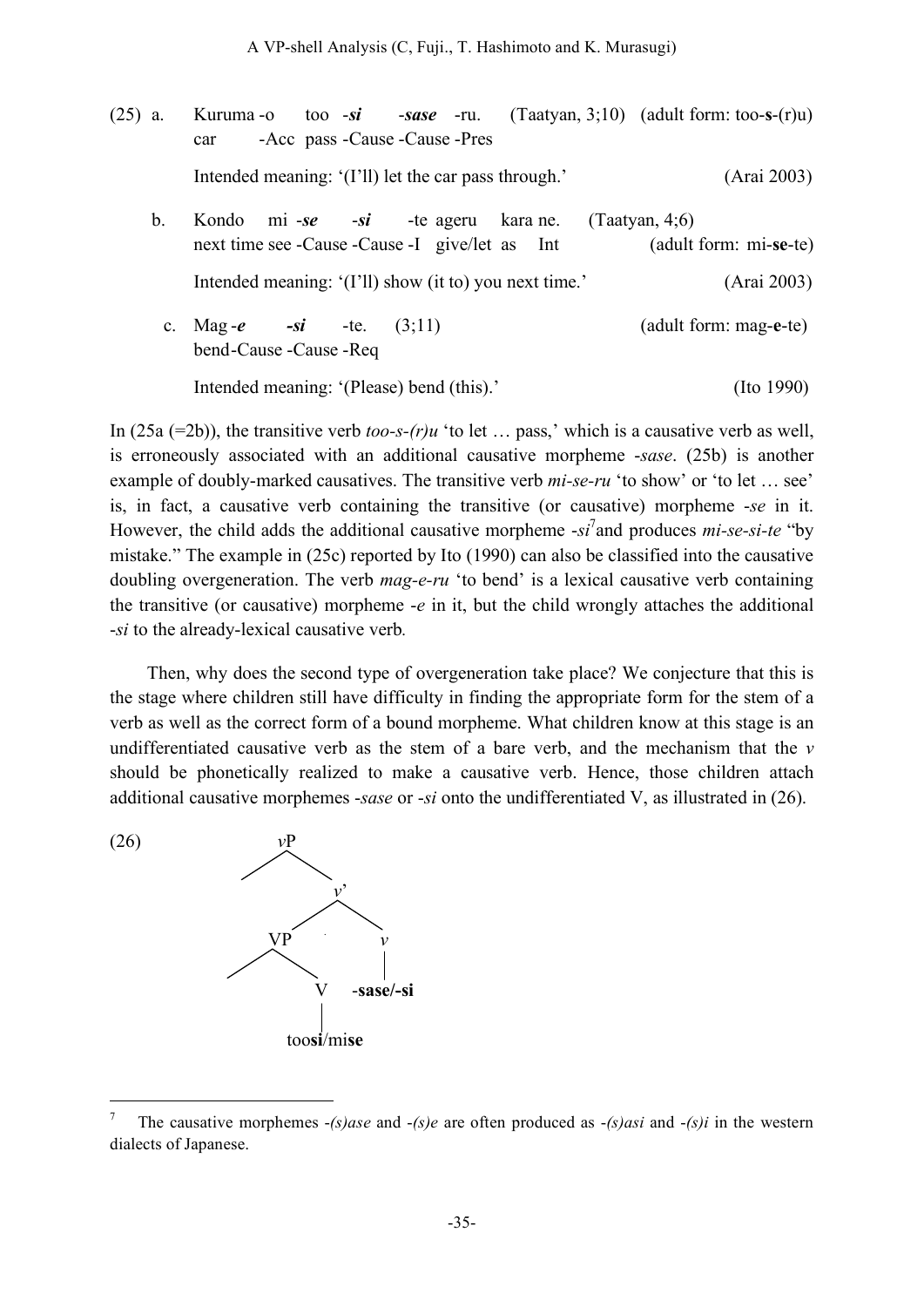(25) a. Kuruma -o too ***-si*** ***-sase*** -ru. (Taatyan, 3;10) (adult form: too-**s**-(r)u)
car -Acc pass -Cause -Cause -Pres

Intended meaning: '(I'll) let the car pass through.' (Arai 2003)

b. Kondo mi ***-se*** ***-si*** -te ageru kara ne. (Taatyan, 4;6)
next time see -Cause -Cause -I give/let as Int (adult form: mi-**se**-te)

Intended meaning: '(I'll) show (it to) you next time.' (Arai 2003)

c. Mag ***-e*** ***-si*** -te. (3;11) (adult form: mag-**e**-te)
bend-Cause -Cause -Req

Intended meaning: '(Please) bend (this).' (Ito 1990)

In (25a (=2b)), the transitive verb *too-s-(r)u* 'to let … pass,' which is a causative verb as well, is erroneously associated with an additional causative morpheme *-sase*. (25b) is another example of doubly-marked causatives. The transitive verb *mi-se-ru* 'to show' or 'to let … see' is, in fact, a causative verb containing the transitive (or causative) morpheme *-se* in it. However, the child adds the additional causative morpheme *-si*[7] and produces *mi-se-si-te* "by mistake." The example in (25c) reported by Ito (1990) can also be classified into the causative doubling overgeneration. The verb *mag-e-ru* 'to bend' is a lexical causative verb containing the transitive (or causative) morpheme *-e* in it, but the child wrongly attaches the additional *-si* to the already-lexical causative verb.

Then, why does the second type of overgeneration take place? We conjecture that this is the stage where children still have difficulty in finding the appropriate form for the stem of a verb as well as the correct form of a bound morpheme. What children know at this stage is an undifferentiated causative verb as the stem of a bare verb, and the mechanism that the *v* should be phonetically realized to make a causative verb. Hence, those children attach additional causative morphemes *-sase* or *-si* onto the undifferentiated V, as illustrated in (26).

(26)

```
            vP
           /  \
              v'
             /  \
           VP    v
          /  \   |
              V  -sase/-si
              |
          toosi/mise
```

[7] The causative morphemes *-(s)ase* and *-(s)e* are often produced as *-(s)asi* and *-(s)i* in the western dialects of Japanese.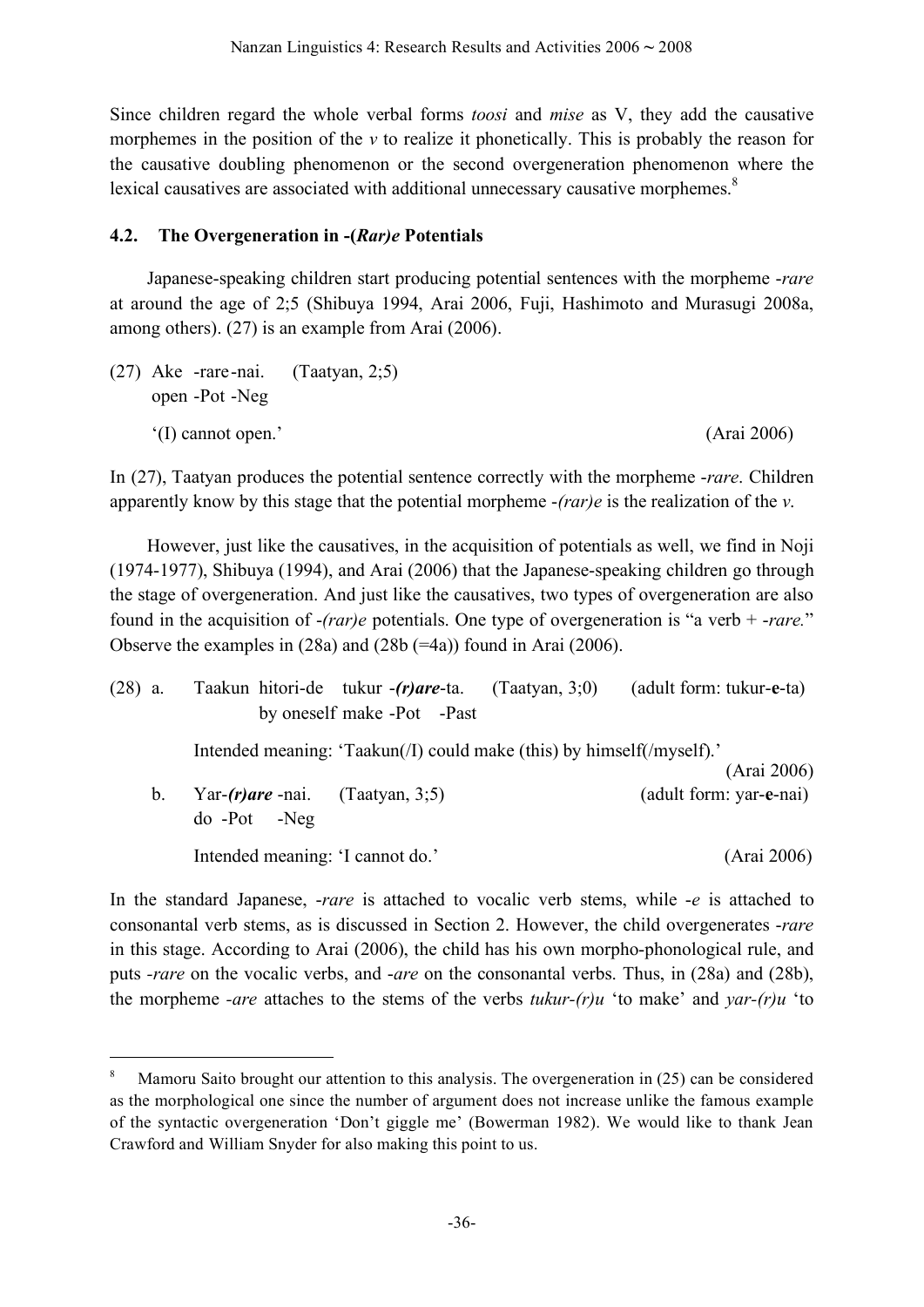Since children regard the whole verbal forms *toosi* and *mise* as V, they add the causative morphemes in the position of the *v* to realize it phonetically. This is probably the reason for the causative doubling phenomenon or the second overgeneration phenomenon where the lexical causatives are associated with additional unnecessary causative morphemes.[8]

### 4.2. The Overgeneration in -(*Rar)e* Potentials

Japanese-speaking children start producing potential sentences with the morpheme *-rare* at around the age of 2;5 (Shibuya 1994, Arai 2006, Fuji, Hashimoto and Murasugi 2008a, among others). (27) is an example from Arai (2006).

(27) Ake -rare-nai. (Taatyan, 2;5)
open -Pot -Neg
'(I) cannot open.' (Arai 2006)

In (27), Taatyan produces the potential sentence correctly with the morpheme *-rare*. Children apparently know by this stage that the potential morpheme *-(rar)e* is the realization of the *v*.

However, just like the causatives, in the acquisition of potentials as well, we find in Noji (1974-1977), Shibuya (1994), and Arai (2006) that the Japanese-speaking children go through the stage of overgeneration. And just like the causatives, two types of overgeneration are also found in the acquisition of *-(rar)e* potentials. One type of overgeneration is "a verb + *-rare.*" Observe the examples in (28a) and (28b (=4a)) found in Arai (2006).

(28) a. Taakun hitori-de tukur -***(r)are***-ta. (Taatyan, 3;0) (adult form: tukur-**e**-ta)
by oneself make -Pot -Past
Intended meaning: 'Taakun(/I) could make (this) by himself(/myself).' (Arai 2006)

b. Yar-***(r)are*** -nai. (Taatyan, 3;5) (adult form: yar-**e**-nai)
do -Pot -Neg
Intended meaning: 'I cannot do.' (Arai 2006)

In the standard Japanese, *-rare* is attached to vocalic verb stems, while *-e* is attached to consonantal verb stems, as is discussed in Section 2. However, the child overgenerates *-rare* in this stage. According to Arai (2006), the child has his own morpho-phonological rule, and puts *-rare* on the vocalic verbs, and *-are* on the consonantal verbs. Thus, in (28a) and (28b), the morpheme *-are* attaches to the stems of the verbs *tukur-(r)u* 'to make' and *yar-(r)u* 'to

---

[8] Mamoru Saito brought our attention to this analysis. The overgeneration in (25) can be considered as the morphological one since the number of argument does not increase unlike the famous example of the syntactic overgeneration 'Don't giggle me' (Bowerman 1982). We would like to thank Jean Crawford and William Snyder for also making this point to us.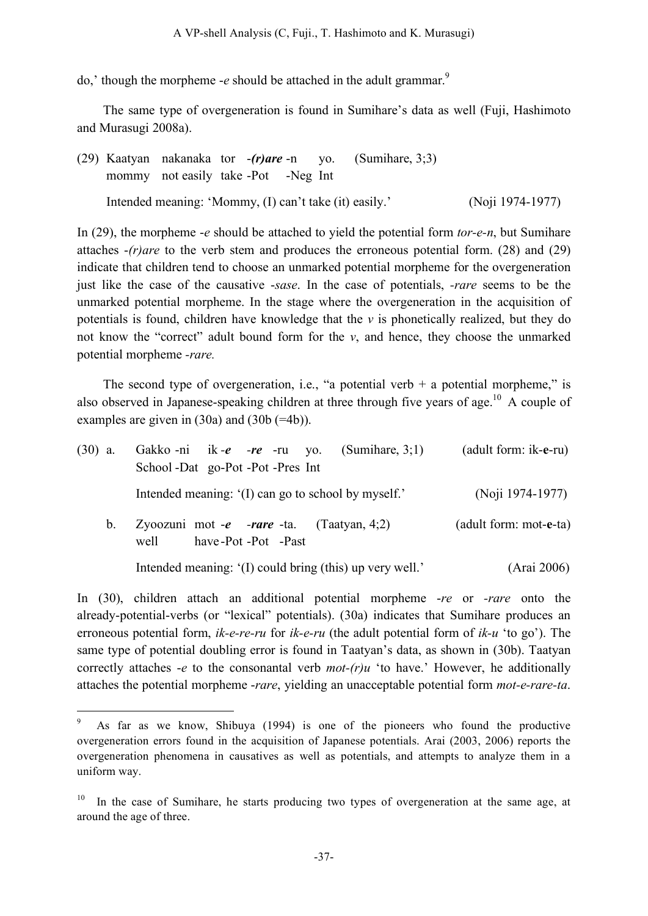do,' though the morpheme -*e* should be attached in the adult grammar.[9]

The same type of overgeneration is found in Sumihare's data as well (Fuji, Hashimoto and Murasugi 2008a).

(29) Kaatyan nakanaka tor -***(r)are*** -n yo. (Sumihare, 3;3)
mommy not easily take -Pot -Neg Int

Intended meaning: 'Mommy, (I) can't take (it) easily.' (Noji 1974-1977)

In (29), the morpheme -*e* should be attached to yield the potential form *tor-e-n*, but Sumihare attaches -*(r)are* to the verb stem and produces the erroneous potential form. (28) and (29) indicate that children tend to choose an unmarked potential morpheme for the overgeneration just like the case of the causative -*sase*. In the case of potentials, -*rare* seems to be the unmarked potential morpheme. In the stage where the overgeneration in the acquisition of potentials is found, children have knowledge that the *v* is phonetically realized, but they do not know the "correct" adult bound form for the *v*, and hence, they choose the unmarked potential morpheme -*rare.*

The second type of overgeneration, i.e., "a potential verb + a potential morpheme," is also observed in Japanese-speaking children at three through five years of age.[10] A couple of examples are given in (30a) and (30b (=4b)).

(30) a. Gakko -ni ik -***e*** -***re*** -ru yo. (Sumihare, 3;1) (adult form: ik-**e**-ru)
School -Dat go-Pot -Pot -Pres Int

Intended meaning: '(I) can go to school by myself.' (Noji 1974-1977)

b. Zyoozuni mot -***e*** -***rare*** -ta. (Taatyan, 4;2) (adult form: mot-**e**-ta)
well have -Pot -Pot -Past

Intended meaning: '(I) could bring (this) up very well.' (Arai 2006)

In (30), children attach an additional potential morpheme -*re* or -*rare* onto the already-potential-verbs (or "lexical" potentials). (30a) indicates that Sumihare produces an erroneous potential form, *ik-e-re-ru* for *ik-e-ru* (the adult potential form of *ik-u* 'to go'). The same type of potential doubling error is found in Taatyan's data, as shown in (30b). Taatyan correctly attaches -*e* to the consonantal verb *mot-(r)u* 'to have.' However, he additionally attaches the potential morpheme -*rare*, yielding an unacceptable potential form *mot-e-rare-ta*.

---

[9] As far as we know, Shibuya (1994) is one of the pioneers who found the productive overgeneration errors found in the acquisition of Japanese potentials. Arai (2003, 2006) reports the overgeneration phenomena in causatives as well as potentials, and attempts to analyze them in a uniform way.

[10] In the case of Sumihare, he starts producing two types of overgeneration at the same age, at around the age of three.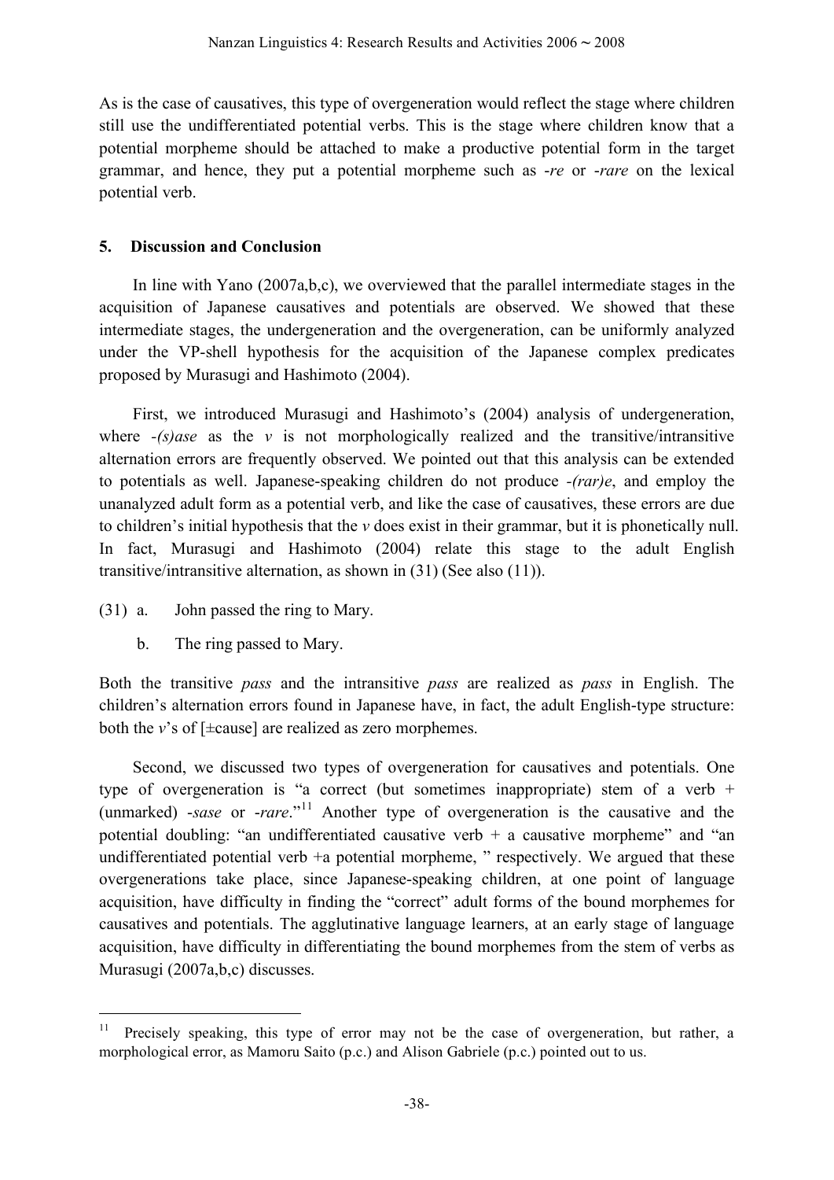As is the case of causatives, this type of overgeneration would reflect the stage where children still use the undifferentiated potential verbs. This is the stage where children know that a potential morpheme should be attached to make a productive potential form in the target grammar, and hence, they put a potential morpheme such as *-re* or *-rare* on the lexical potential verb.

## 5. Discussion and Conclusion

In line with Yano (2007a,b,c), we overviewed that the parallel intermediate stages in the acquisition of Japanese causatives and potentials are observed. We showed that these intermediate stages, the undergeneration and the overgeneration, can be uniformly analyzed under the VP-shell hypothesis for the acquisition of the Japanese complex predicates proposed by Murasugi and Hashimoto (2004).

First, we introduced Murasugi and Hashimoto's (2004) analysis of undergeneration, where *-(s)ase* as the *v* is not morphologically realized and the transitive/intransitive alternation errors are frequently observed. We pointed out that this analysis can be extended to potentials as well. Japanese-speaking children do not produce *-(rar)e*, and employ the unanalyzed adult form as a potential verb, and like the case of causatives, these errors are due to children's initial hypothesis that the *v* does exist in their grammar, but it is phonetically null. In fact, Murasugi and Hashimoto (2004) relate this stage to the adult English transitive/intransitive alternation, as shown in (31) (See also (11)).

(31) a. John passed the ring to Mary.

 b. The ring passed to Mary.

Both the transitive *pass* and the intransitive *pass* are realized as *pass* in English. The children's alternation errors found in Japanese have, in fact, the adult English-type structure: both the *v*'s of [±cause] are realized as zero morphemes.

Second, we discussed two types of overgeneration for causatives and potentials. One type of overgeneration is "a correct (but sometimes inappropriate) stem of a verb + (unmarked) *-sase* or *-rare*."[11] Another type of overgeneration is the causative and the potential doubling: "an undifferentiated causative verb + a causative morpheme" and "an undifferentiated potential verb +a potential morpheme, " respectively. We argued that these overgenerations take place, since Japanese-speaking children, at one point of language acquisition, have difficulty in finding the "correct" adult forms of the bound morphemes for causatives and potentials. The agglutinative language learners, at an early stage of language acquisition, have difficulty in differentiating the bound morphemes from the stem of verbs as Murasugi (2007a,b,c) discusses.

---

[11] Precisely speaking, this type of error may not be the case of overgeneration, but rather, a morphological error, as Mamoru Saito (p.c.) and Alison Gabriele (p.c.) pointed out to us.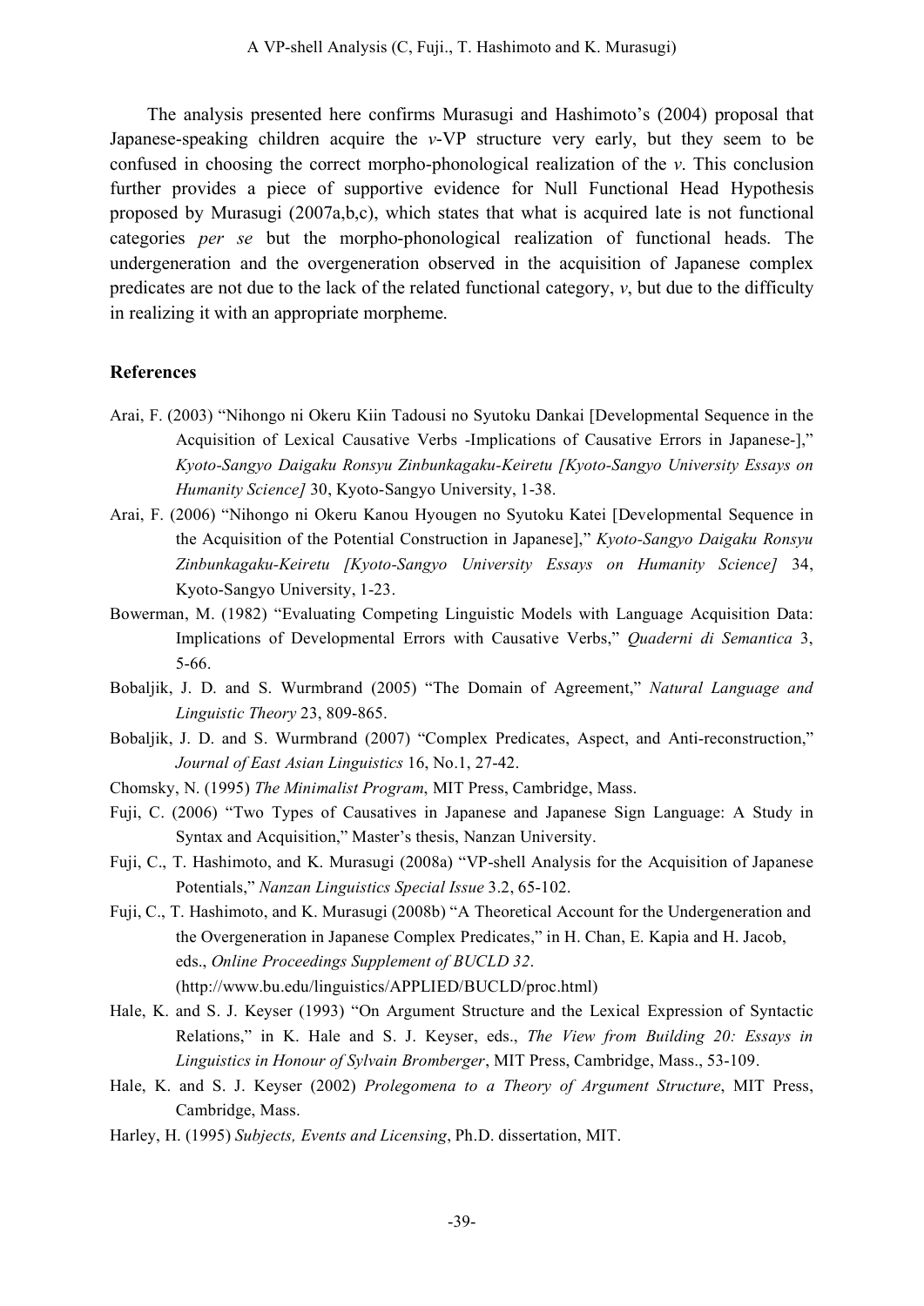The analysis presented here confirms Murasugi and Hashimoto's (2004) proposal that Japanese-speaking children acquire the *v*-VP structure very early, but they seem to be confused in choosing the correct morpho-phonological realization of the *v*. This conclusion further provides a piece of supportive evidence for Null Functional Head Hypothesis proposed by Murasugi (2007a,b,c), which states that what is acquired late is not functional categories *per se* but the morpho-phonological realization of functional heads. The undergeneration and the overgeneration observed in the acquisition of Japanese complex predicates are not due to the lack of the related functional category, *v*, but due to the difficulty in realizing it with an appropriate morpheme.

## References

Arai, F. (2003) "Nihongo ni Okeru Kiin Tadousi no Syutoku Dankai [Developmental Sequence in the Acquisition of Lexical Causative Verbs -Implications of Causative Errors in Japanese-]," *Kyoto-Sangyo Daigaku Ronsyu Zinbunkagaku-Keiretu [Kyoto-Sangyo University Essays on Humanity Science]* 30, Kyoto-Sangyo University, 1-38.

Arai, F. (2006) "Nihongo ni Okeru Kanou Hyougen no Syutoku Katei [Developmental Sequence in the Acquisition of the Potential Construction in Japanese]," *Kyoto-Sangyo Daigaku Ronsyu Zinbunkagaku-Keiretu [Kyoto-Sangyo University Essays on Humanity Science]* 34, Kyoto-Sangyo University, 1-23.

Bowerman, M. (1982) "Evaluating Competing Linguistic Models with Language Acquisition Data: Implications of Developmental Errors with Causative Verbs," *Quaderni di Semantica* 3, 5-66.

Bobaljik, J. D. and S. Wurmbrand (2005) "The Domain of Agreement," *Natural Language and Linguistic Theory* 23, 809-865.

Bobaljik, J. D. and S. Wurmbrand (2007) "Complex Predicates, Aspect, and Anti-reconstruction," *Journal of East Asian Linguistics* 16, No.1, 27-42.

Chomsky, N. (1995) *The Minimalist Program*, MIT Press, Cambridge, Mass.

Fuji, C. (2006) "Two Types of Causatives in Japanese and Japanese Sign Language: A Study in Syntax and Acquisition," Master's thesis, Nanzan University.

Fuji, C., T. Hashimoto, and K. Murasugi (2008a) "VP-shell Analysis for the Acquisition of Japanese Potentials," *Nanzan Linguistics Special Issue* 3.2, 65-102.

Fuji, C., T. Hashimoto, and K. Murasugi (2008b) "A Theoretical Account for the Undergeneration and the Overgeneration in Japanese Complex Predicates," in H. Chan, E. Kapia and H. Jacob, eds., *Online Proceedings Supplement of BUCLD 32*. (http://www.bu.edu/linguistics/APPLIED/BUCLD/proc.html)

Hale, K. and S. J. Keyser (1993) "On Argument Structure and the Lexical Expression of Syntactic Relations," in K. Hale and S. J. Keyser, eds., *The View from Building 20: Essays in Linguistics in Honour of Sylvain Bromberger*, MIT Press, Cambridge, Mass., 53-109.

Hale, K. and S. J. Keyser (2002) *Prolegomena to a Theory of Argument Structure*, MIT Press, Cambridge, Mass.

Harley, H. (1995) *Subjects, Events and Licensing*, Ph.D. dissertation, MIT.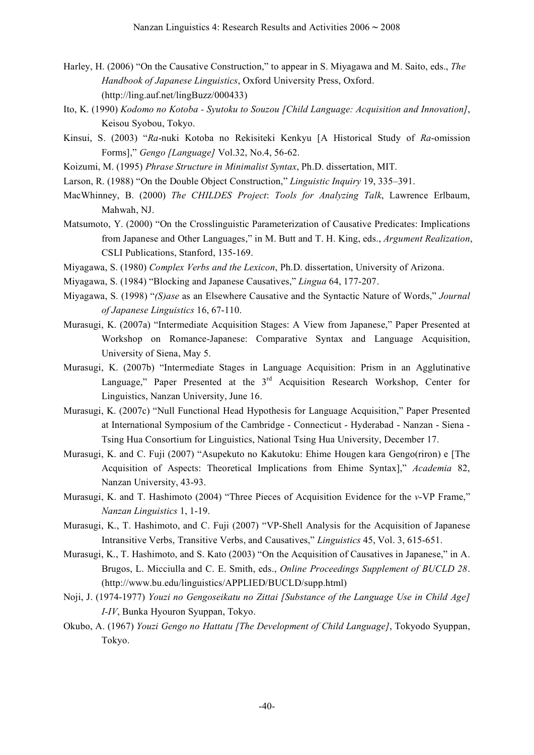Harley, H. (2006) "On the Causative Construction," to appear in S. Miyagawa and M. Saito, eds., *The Handbook of Japanese Linguistics*, Oxford University Press, Oxford. (http://ling.auf.net/lingBuzz/000433)

Ito, K. (1990) *Kodomo no Kotoba - Syutoku to Souzou [Child Language: Acquisition and Innovation]*, Keisou Syobou, Tokyo.

Kinsui, S. (2003) "*Ra*-nuki Kotoba no Rekisiteki Kenkyu [A Historical Study of *Ra*-omission Forms]," *Gengo [Language]* Vol.32, No.4, 56-62.

Koizumi, M. (1995) *Phrase Structure in Minimalist Syntax*, Ph.D. dissertation, MIT.

Larson, R. (1988) "On the Double Object Construction," *Linguistic Inquiry* 19, 335–391.

MacWhinney, B. (2000) *The CHILDES Project*: *Tools for Analyzing Talk*, Lawrence Erlbaum, Mahwah, NJ.

Matsumoto, Y. (2000) "On the Crosslinguistic Parameterization of Causative Predicates: Implications from Japanese and Other Languages," in M. Butt and T. H. King, eds., *Argument Realization*, CSLI Publications, Stanford, 135-169.

Miyagawa, S. (1980) *Complex Verbs and the Lexicon*, Ph.D. dissertation, University of Arizona.

Miyagawa, S. (1984) "Blocking and Japanese Causatives," *Lingua* 64, 177-207.

Miyagawa, S. (1998) "*(S)ase* as an Elsewhere Causative and the Syntactic Nature of Words," *Journal of Japanese Linguistics* 16, 67-110.

Murasugi, K. (2007a) "Intermediate Acquisition Stages: A View from Japanese," Paper Presented at Workshop on Romance-Japanese: Comparative Syntax and Language Acquisition, University of Siena, May 5.

Murasugi, K. (2007b) "Intermediate Stages in Language Acquisition: Prism in an Agglutinative Language," Paper Presented at the 3rd Acquisition Research Workshop, Center for Linguistics, Nanzan University, June 16.

Murasugi, K. (2007c) "Null Functional Head Hypothesis for Language Acquisition," Paper Presented at International Symposium of the Cambridge - Connecticut - Hyderabad - Nanzan - Siena - Tsing Hua Consortium for Linguistics, National Tsing Hua University, December 17.

Murasugi, K. and C. Fuji (2007) "Asupekuto no Kakutoku: Ehime Hougen kara Gengo(riron) e [The Acquisition of Aspects: Theoretical Implications from Ehime Syntax]," *Academia* 82, Nanzan University, 43-93.

Murasugi, K. and T. Hashimoto (2004) "Three Pieces of Acquisition Evidence for the *v*-VP Frame," *Nanzan Linguistics* 1, 1-19.

Murasugi, K., T. Hashimoto, and C. Fuji (2007) "VP-Shell Analysis for the Acquisition of Japanese Intransitive Verbs, Transitive Verbs, and Causatives," *Linguistics* 45, Vol. 3, 615-651.

Murasugi, K., T. Hashimoto, and S. Kato (2003) "On the Acquisition of Causatives in Japanese," in A. Brugos, L. Micciulla and C. E. Smith, eds., *Online Proceedings Supplement of BUCLD 28*. (http://www.bu.edu/linguistics/APPLIED/BUCLD/supp.html)

Noji, J. (1974-1977) *Youzi no Gengoseikatu no Zittai [Substance of the Language Use in Child Age] I-IV*, Bunka Hyouron Syuppan, Tokyo.

Okubo, A. (1967) *Youzi Gengo no Hattatu [The Development of Child Language]*, Tokyodo Syuppan, Tokyo.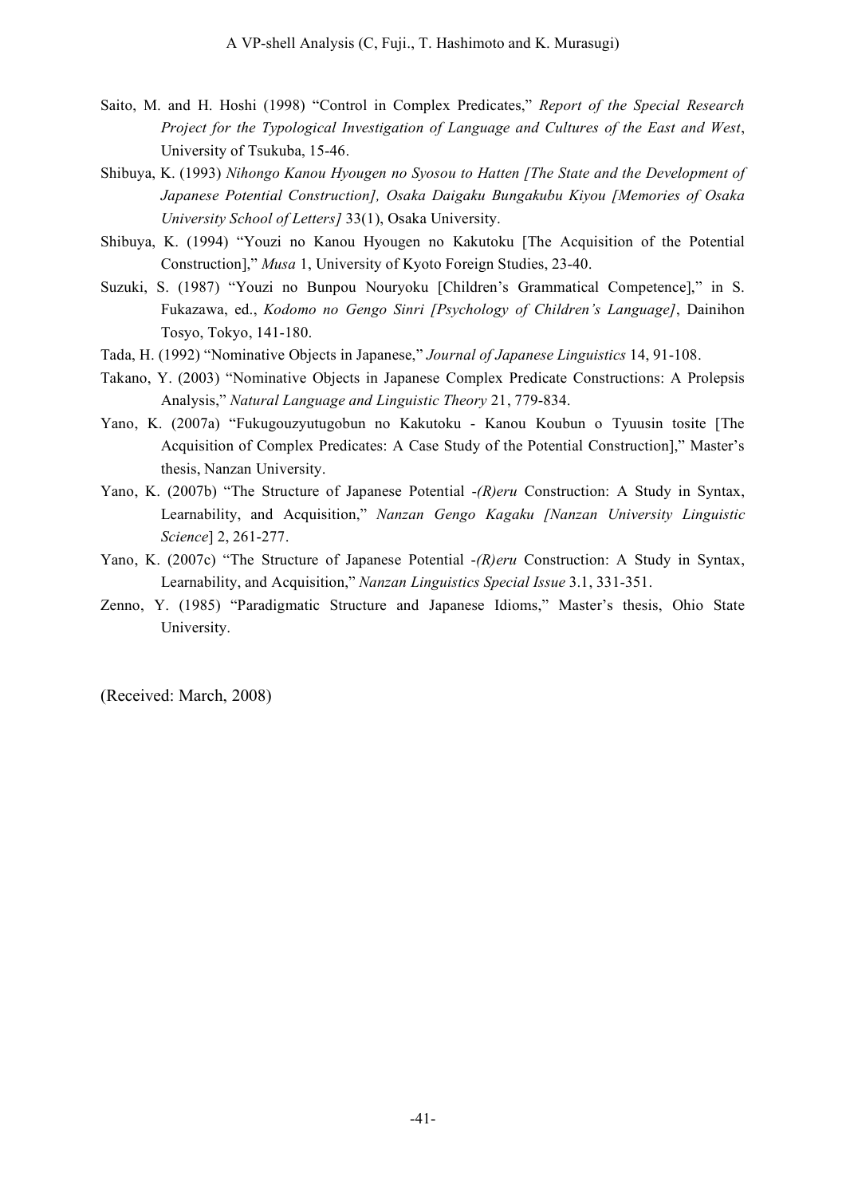Saito, M. and H. Hoshi (1998) "Control in Complex Predicates," *Report of the Special Research Project for the Typological Investigation of Language and Cultures of the East and West*, University of Tsukuba, 15-46.

Shibuya, K. (1993) *Nihongo Kanou Hyougen no Syosou to Hatten [The State and the Development of Japanese Potential Construction], Osaka Daigaku Bungakubu Kiyou [Memories of Osaka University School of Letters]* 33(1), Osaka University.

Shibuya, K. (1994) "Youzi no Kanou Hyougen no Kakutoku [The Acquisition of the Potential Construction]," *Musa* 1, University of Kyoto Foreign Studies, 23-40.

Suzuki, S. (1987) "Youzi no Bunpou Nouryoku [Children's Grammatical Competence]," in S. Fukazawa, ed., *Kodomo no Gengo Sinri [Psychology of Children's Language]*, Dainihon Tosyo, Tokyo, 141-180.

Tada, H. (1992) "Nominative Objects in Japanese," *Journal of Japanese Linguistics* 14, 91-108.

Takano, Y. (2003) "Nominative Objects in Japanese Complex Predicate Constructions: A Prolepsis Analysis," *Natural Language and Linguistic Theory* 21, 779-834.

Yano, K. (2007a) "Fukugouzyutugobun no Kakutoku - Kanou Koubun o Tyuusin tosite [The Acquisition of Complex Predicates: A Case Study of the Potential Construction]," Master's thesis, Nanzan University.

Yano, K. (2007b) "The Structure of Japanese Potential *-(R)eru* Construction: A Study in Syntax, Learnability, and Acquisition," *Nanzan Gengo Kagaku [Nanzan University Linguistic Science*] 2, 261-277.

Yano, K. (2007c) "The Structure of Japanese Potential *-(R)eru* Construction: A Study in Syntax, Learnability, and Acquisition," *Nanzan Linguistics Special Issue* 3.1, 331-351.

Zenno, Y. (1985) "Paradigmatic Structure and Japanese Idioms," Master's thesis, Ohio State University.

(Received: March, 2008)